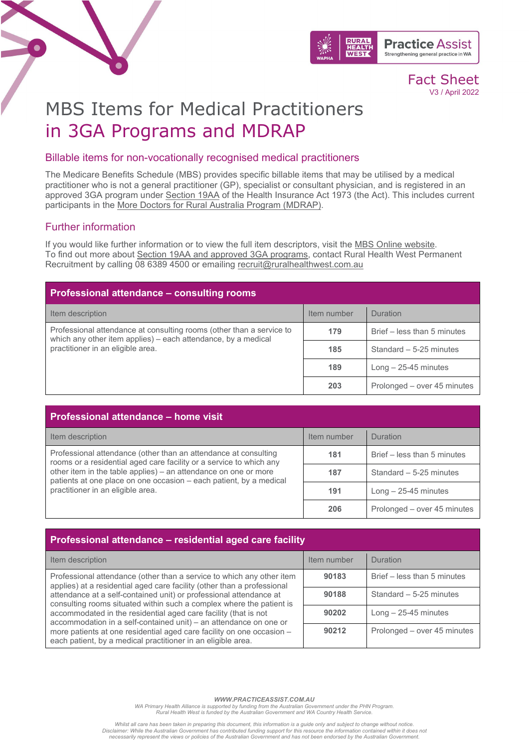Fact Sheet
V3 / April 2022

# MBS Items for Medical Practitioners in 3GA Programs and MDRAP

## Billable items for non-vocationally recognised medical practitioners

The Medicare Benefits Schedule (MBS) provides specific billable items that may be utilised by a medical practitioner who is not a general practitioner (GP), specialist or consultant physician, and is registered in an approved 3GA program under Section 19AA of the Health Insurance Act 1973 (the Act). This includes current participants in the More Doctors for Rural Australia Program (MDRAP).

## Further information

If you would like further information or to view the full item descriptors, visit the MBS Online website. To find out more about Section 19AA and approved 3GA programs, contact Rural Health West Permanent Recruitment by calling 08 6389 4500 or emailing recruit@ruralhealthwest.com.au

### Professional attendance – consulting rooms

| Item description | Item number | Duration |
|---|---|---|
| Professional attendance at consulting rooms (other than a service to which any other item applies) – each attendance, by a medical practitioner in an eligible area. | **179** | Brief – less than 5 minutes |
| | **185** | Standard – 5-25 minutes |
| | **189** | Long – 25-45 minutes |
| | **203** | Prolonged – over 45 minutes |

### Professional attendance – home visit

| Item description | Item number | Duration |
|---|---|---|
| Professional attendance (other than an attendance at consulting rooms or a residential aged care facility or a service to which any other item in the table applies) – an attendance on one or more patients at one place on one occasion – each patient, by a medical practitioner in an eligible area. | **181** | Brief – less than 5 minutes |
| | **187** | Standard – 5-25 minutes |
| | **191** | Long – 25-45 minutes |
| | **206** | Prolonged – over 45 minutes |

### Professional attendance – residential aged care facility

| Item description | Item number | Duration |
|---|---|---|
| Professional attendance (other than a service to which any other item applies) at a residential aged care facility (other than a professional attendance at a self-contained unit) or professional attendance at consulting rooms situated within such a complex where the patient is accommodated in the residential aged care facility (that is not accommodation in a self-contained unit) – an attendance on one or more patients at one residential aged care facility on one occasion – each patient, by a medical practitioner in an eligible area. | **90183** | Brief – less than 5 minutes |
| | **90188** | Standard – 5-25 minutes |
| | **90202** | Long – 25-45 minutes |
| | **90212** | Prolonged – over 45 minutes |

***WWW.PRACTICEASSIST.COM.AU***

*WA Primary Health Alliance is supported by funding from the Australian Government under the PHN Program. Rural Health West is funded by the Australian Government and WA Country Health Service.*

*Whilst all care has been taken in preparing this document, this information is a guide only and subject to change without notice. Disclaimer: While the Australian Government has contributed funding support for this resource the information contained within it does not necessarily represent the views or policies of the Australian Government and has not been endorsed by the Australian Government.*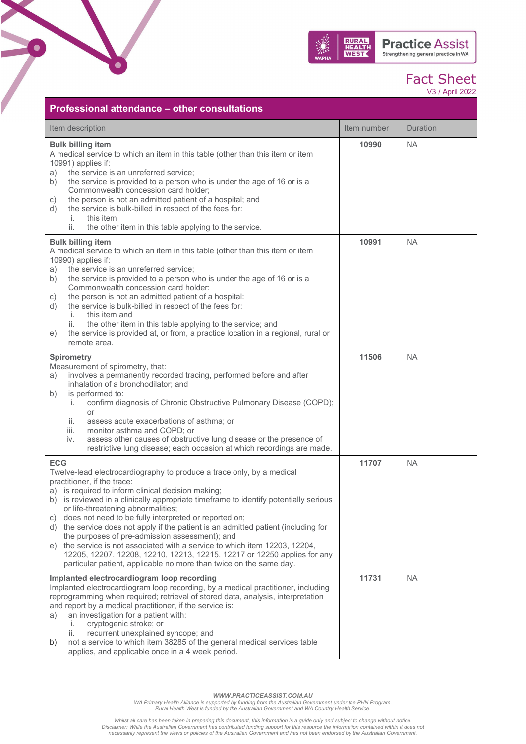Fact Sheet
V3 / April 2022

## Professional attendance – other consultations

| Item description | Item number | Duration |
|---|---|---|
| **Bulk billing item**<br>A medical service to which an item in this table (other than this item or item 10991) applies if:<br>a) the service is an unreferred service;<br>b) the service is provided to a person who is under the age of 16 or is a Commonwealth concession card holder;<br>c) the person is not an admitted patient of a hospital; and<br>d) the service is bulk-billed in respect of the fees for:<br>i. this item<br>ii. the other item in this table applying to the service. | **10990** | NA |
| **Bulk billing item**<br>A medical service to which an item in this table (other than this item or item 10990) applies if:<br>a) the service is an unreferred service;<br>b) the service is provided to a person who is under the age of 16 or is a Commonwealth concession card holder:<br>c) the person is not an admitted patient of a hospital:<br>d) the service is bulk-billed in respect of the fees for:<br>i. this item and<br>ii. the other item in this table applying to the service; and<br>e) the service is provided at, or from, a practice location in a regional, rural or remote area. | **10991** | NA |
| **Spirometry**<br>Measurement of spirometry, that:<br>a) involves a permanently recorded tracing, performed before and after inhalation of a bronchodilator; and<br>b) is performed to:<br>i. confirm diagnosis of Chronic Obstructive Pulmonary Disease (COPD); or<br>ii. assess acute exacerbations of asthma; or<br>iii. monitor asthma and COPD; or<br>iv. assess other causes of obstructive lung disease or the presence of restrictive lung disease; each occasion at which recordings are made. | **11506** | NA |
| **ECG**<br>Twelve-lead electrocardiography to produce a trace only, by a medical practitioner, if the trace:<br>a) is required to inform clinical decision making;<br>b) is reviewed in a clinically appropriate timeframe to identify potentially serious or life-threatening abnormalities;<br>c) does not need to be fully interpreted or reported on;<br>d) the service does not apply if the patient is an admitted patient (including for the purposes of pre-admission assessment); and<br>e) the service is not associated with a service to which item 12203, 12204, 12205, 12207, 12208, 12210, 12213, 12215, 12217 or 12250 applies for any particular patient, applicable no more than twice on the same day. | **11707** | NA |
| **Implanted electrocardiogram loop recording**<br>Implanted electrocardiogram loop recording, by a medical practitioner, including reprogramming when required; retrieval of stored data, analysis, interpretation and report by a medical practitioner, if the service is:<br>a) an investigation for a patient with:<br>i. cryptogenic stroke; or<br>ii. recurrent unexplained syncope; and<br>b) not a service to which item 38285 of the general medical services table applies, and applicable once in a 4 week period. | **11731** | NA |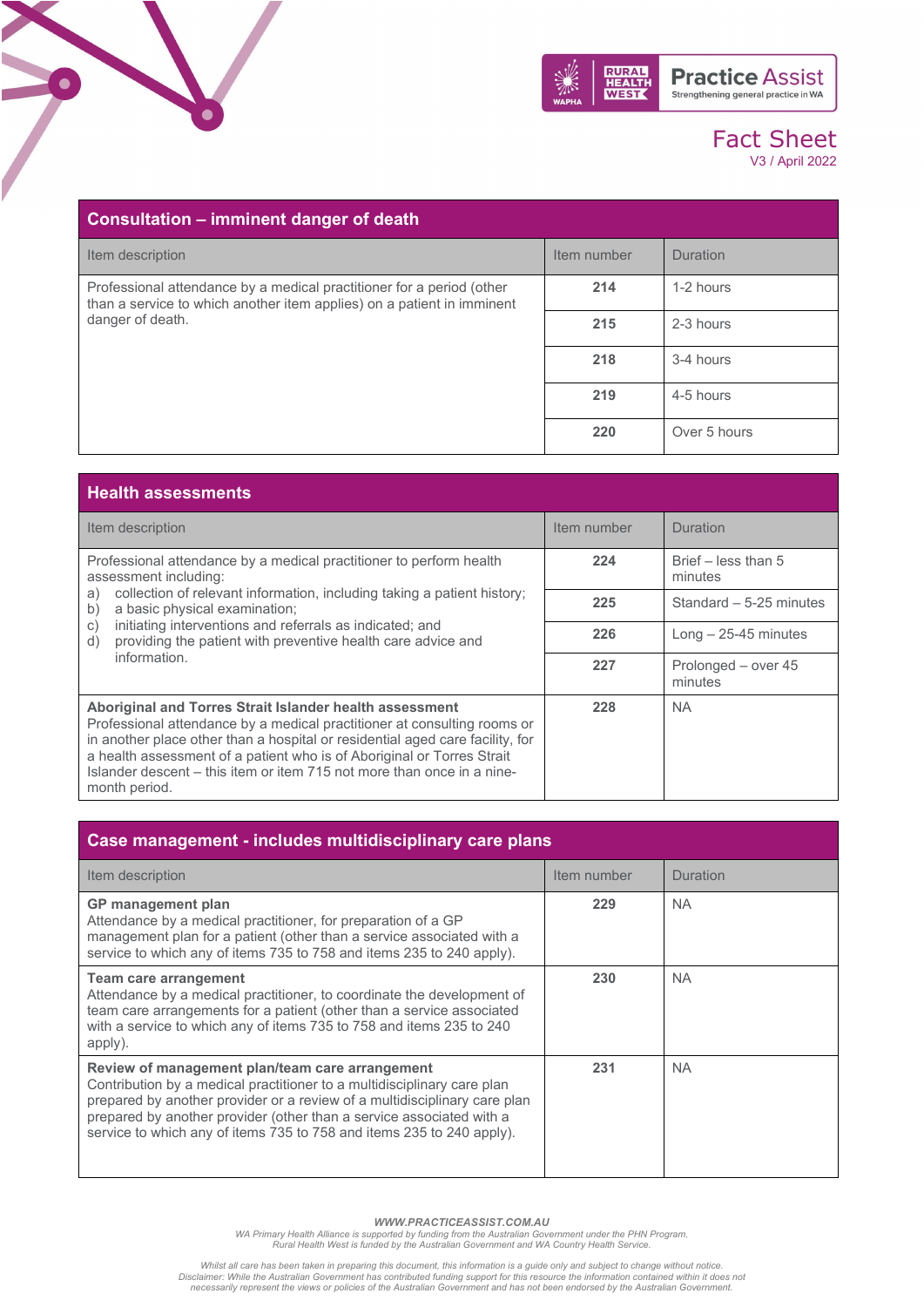## Consultation – imminent danger of death

| Item description | Item number | Duration |
|---|---|---|
| Professional attendance by a medical practitioner for a period (other than a service to which another item applies) on a patient in imminent danger of death. | **214** | 1-2 hours |
| | **215** | 2-3 hours |
| | **218** | 3-4 hours |
| | **219** | 4-5 hours |
| | **220** | Over 5 hours |

## Health assessments

| Item description | Item number | Duration |
|---|---|---|
| Professional attendance by a medical practitioner to perform health assessment including:<br>a) collection of relevant information, including taking a patient history;<br>b) a basic physical examination;<br>c) initiating interventions and referrals as indicated; and<br>d) providing the patient with preventive health care advice and information. | **224** | Brief – less than 5 minutes |
| | **225** | Standard – 5-25 minutes |
| | **226** | Long – 25-45 minutes |
| | **227** | Prolonged – over 45 minutes |
| **Aboriginal and Torres Strait Islander health assessment**<br>Professional attendance by a medical practitioner at consulting rooms or in another place other than a hospital or residential aged care facility, for a health assessment of a patient who is of Aboriginal or Torres Strait Islander descent – this item or item 715 not more than once in a nine-month period. | **228** | NA |

## Case management - includes multidisciplinary care plans

| Item description | Item number | Duration |
|---|---|---|
| **GP management plan**<br>Attendance by a medical practitioner, for preparation of a GP management plan for a patient (other than a service associated with a service to which any of items 735 to 758 and items 235 to 240 apply). | **229** | NA |
| **Team care arrangement**<br>Attendance by a medical practitioner, to coordinate the development of team care arrangements for a patient (other than a service associated with a service to which any of items 735 to 758 and items 235 to 240 apply). | **230** | NA |
| **Review of management plan/team care arrangement**<br>Contribution by a medical practitioner to a multidisciplinary care plan prepared by another provider or a review of a multidisciplinary care plan prepared by another provider (other than a service associated with a service to which any of items 735 to 758 and items 235 to 240 apply). | **231** | NA |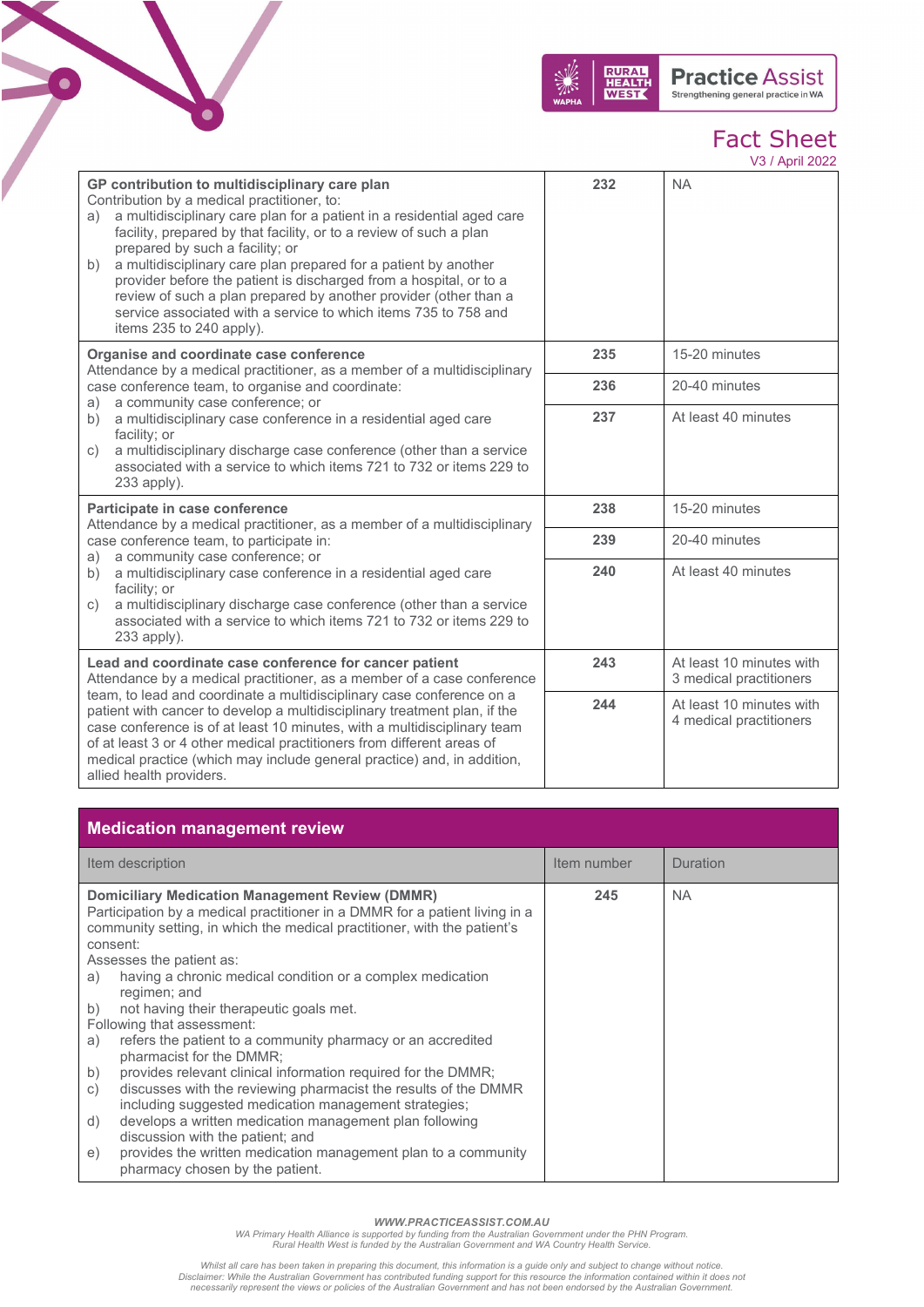| | | |
|---|---|---|
| **GP contribution to multidisciplinary care plan**<br>Contribution by a medical practitioner, to:<br>a) a multidisciplinary care plan for a patient in a residential aged care facility, prepared by that facility, or to a review of such a plan prepared by such a facility; or<br>b) a multidisciplinary care plan prepared for a patient by another provider before the patient is discharged from a hospital, or to a review of such a plan prepared by another provider (other than a service associated with a service to which items 735 to 758 and items 235 to 240 apply). | **232** | NA |
| **Organise and coordinate case conference**<br>Attendance by a medical practitioner, as a member of a multidisciplinary case conference team, to organise and coordinate:<br>a) a community case conference; or<br>b) a multidisciplinary case conference in a residential aged care facility; or<br>c) a multidisciplinary discharge case conference (other than a service associated with a service to which items 721 to 732 or items 229 to 233 apply). | **235** | 15-20 minutes |
| | **236** | 20-40 minutes |
| | **237** | At least 40 minutes |
| **Participate in case conference**<br>Attendance by a medical practitioner, as a member of a multidisciplinary case conference team, to participate in:<br>a) a community case conference; or<br>b) a multidisciplinary case conference in a residential aged care facility; or<br>c) a multidisciplinary discharge case conference (other than a service associated with a service to which items 721 to 732 or items 229 to 233 apply). | **238** | 15-20 minutes |
| | **239** | 20-40 minutes |
| | **240** | At least 40 minutes |
| **Lead and coordinate case conference for cancer patient**<br>Attendance by a medical practitioner, as a member of a case conference team, to lead and coordinate a multidisciplinary case conference on a patient with cancer to develop a multidisciplinary treatment plan, if the case conference is of at least 10 minutes, with a multidisciplinary team of at least 3 or 4 other medical practitioners from different areas of medical practice (which may include general practice) and, in addition, allied health providers. | **243** | At least 10 minutes with 3 medical practitioners |
| | **244** | At least 10 minutes with 4 medical practitioners |

## Medication management review

| Item description | Item number | Duration |
|---|---|---|
| **Domiciliary Medication Management Review (DMMR)**<br>Participation by a medical practitioner in a DMMR for a patient living in a community setting, in which the medical practitioner, with the patient's consent:<br>Assesses the patient as:<br>a) having a chronic medical condition or a complex medication regimen; and<br>b) not having their therapeutic goals met.<br>Following that assessment:<br>a) refers the patient to a community pharmacy or an accredited pharmacist for the DMMR;<br>b) provides relevant clinical information required for the DMMR;<br>c) discusses with the reviewing pharmacist the results of the DMMR including suggested medication management strategies;<br>d) develops a written medication management plan following discussion with the patient; and<br>e) provides the written medication management plan to a community pharmacy chosen by the patient. | **245** | NA |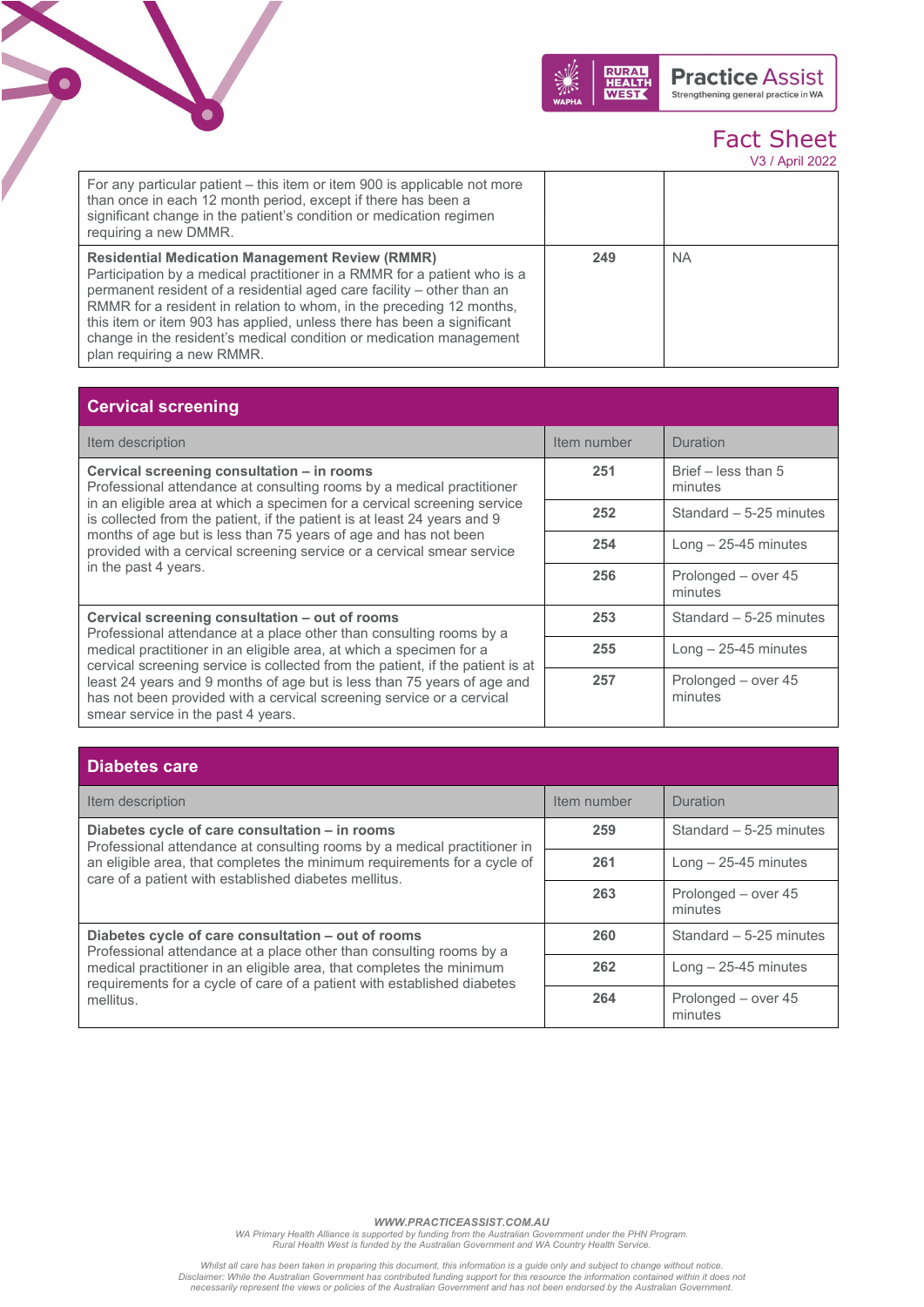| | | |
|---|---|---|
| For any particular patient – this item or item 900 is applicable not more than once in each 12 month period, except if there has been a significant change in the patient's condition or medication regimen requiring a new DMMR. | | |
| **Residential Medication Management Review (RMMR)** Participation by a medical practitioner in a RMMR for a patient who is a permanent resident of a residential aged care facility – other than an RMMR for a resident in relation to whom, in the preceding 12 months, this item or item 903 has applied, unless there has been a significant change in the resident's medical condition or medication management plan requiring a new RMMR. | **249** | NA |

## Cervical screening

| Item description | Item number | Duration |
|---|---|---|
| **Cervical screening consultation – in rooms** Professional attendance at consulting rooms by a medical practitioner in an eligible area at which a specimen for a cervical screening service is collected from the patient, if the patient is at least 24 years and 9 months of age but is less than 75 years of age and has not been provided with a cervical screening service or a cervical smear service in the past 4 years. | **251** | Brief – less than 5 minutes |
| | **252** | Standard – 5-25 minutes |
| | **254** | Long – 25-45 minutes |
| | **256** | Prolonged – over 45 minutes |
| **Cervical screening consultation – out of rooms** Professional attendance at a place other than consulting rooms by a medical practitioner in an eligible area, at which a specimen for a cervical screening service is collected from the patient, if the patient is at least 24 years and 9 months of age but is less than 75 years of age and has not been provided with a cervical screening service or a cervical smear service in the past 4 years. | **253** | Standard – 5-25 minutes |
| | **255** | Long – 25-45 minutes |
| | **257** | Prolonged – over 45 minutes |

## Diabetes care

| Item description | Item number | Duration |
|---|---|---|
| **Diabetes cycle of care consultation – in rooms** Professional attendance at consulting rooms by a medical practitioner in an eligible area, that completes the minimum requirements for a cycle of care of a patient with established diabetes mellitus. | **259** | Standard – 5-25 minutes |
| | **261** | Long – 25-45 minutes |
| | **263** | Prolonged – over 45 minutes |
| **Diabetes cycle of care consultation – out of rooms** Professional attendance at a place other than consulting rooms by a medical practitioner in an eligible area, that completes the minimum requirements for a cycle of care of a patient with established diabetes mellitus. | **260** | Standard – 5-25 minutes |
| | **262** | Long – 25-45 minutes |
| | **264** | Prolonged – over 45 minutes |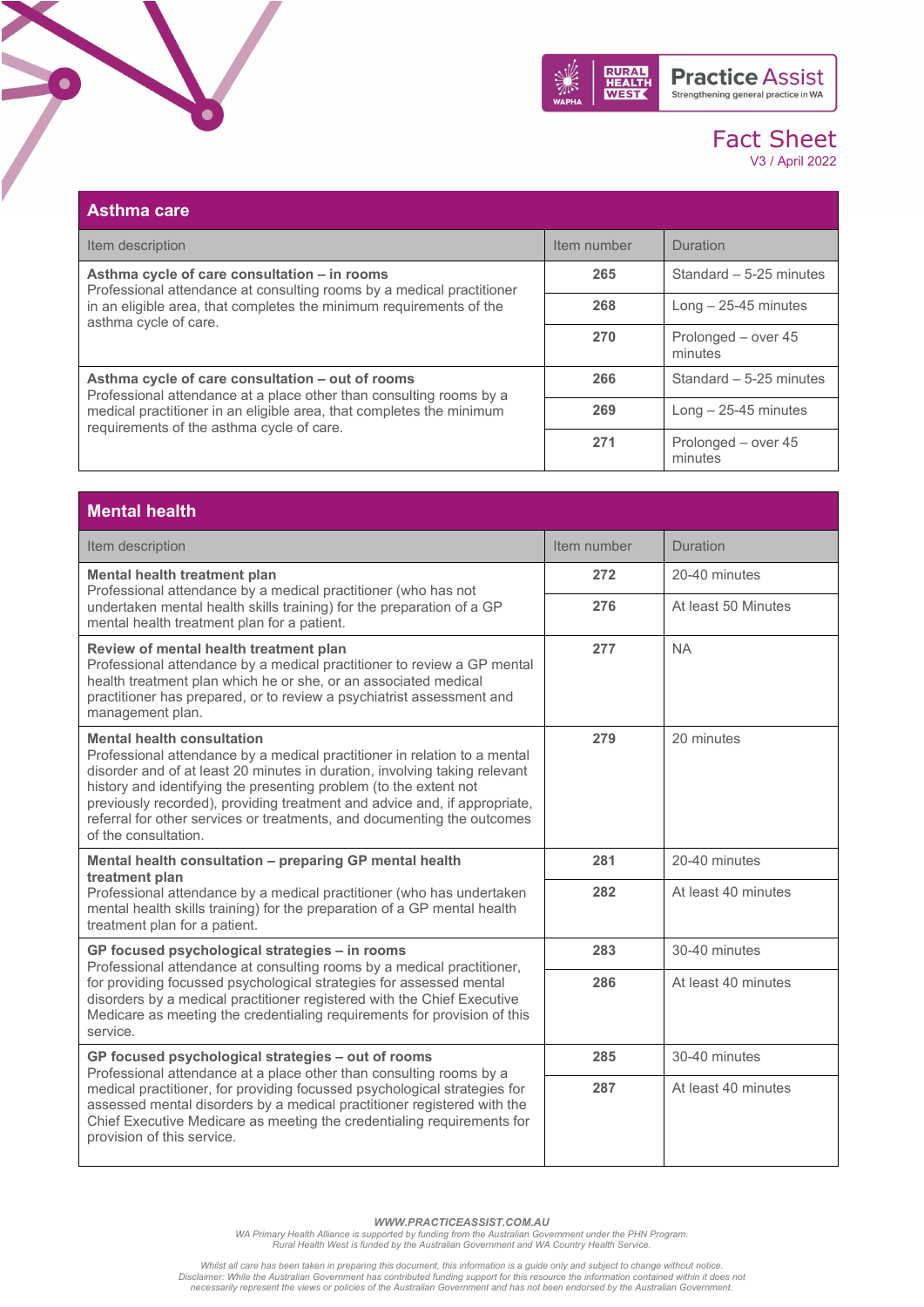## Asthma care

| Item description | Item number | Duration |
| --- | --- | --- |
| **Asthma cycle of care consultation – in rooms**<br>Professional attendance at consulting rooms by a medical practitioner in an eligible area, that completes the minimum requirements of the asthma cycle of care. | 265 | Standard – 5-25 minutes |
| | 268 | Long – 25-45 minutes |
| | 270 | Prolonged – over 45 minutes |
| **Asthma cycle of care consultation – out of rooms**<br>Professional attendance at a place other than consulting rooms by a medical practitioner in an eligible area, that completes the minimum requirements of the asthma cycle of care. | 266 | Standard – 5-25 minutes |
| | 269 | Long – 25-45 minutes |
| | 271 | Prolonged – over 45 minutes |

## Mental health

| Item description | Item number | Duration |
| --- | --- | --- |
| **Mental health treatment plan**<br>Professional attendance by a medical practitioner (who has not undertaken mental health skills training) for the preparation of a GP mental health treatment plan for a patient. | 272 | 20-40 minutes |
| | 276 | At least 50 Minutes |
| **Review of mental health treatment plan**<br>Professional attendance by a medical practitioner to review a GP mental health treatment plan which he or she, or an associated medical practitioner has prepared, or to review a psychiatrist assessment and management plan. | 277 | NA |
| **Mental health consultation**<br>Professional attendance by a medical practitioner in relation to a mental disorder and of at least 20 minutes in duration, involving taking relevant history and identifying the presenting problem (to the extent not previously recorded), providing treatment and advice and, if appropriate, referral for other services or treatments, and documenting the outcomes of the consultation. | 279 | 20 minutes |
| **Mental health consultation – preparing GP mental health treatment plan**<br>Professional attendance by a medical practitioner (who has undertaken mental health skills training) for the preparation of a GP mental health treatment plan for a patient. | 281 | 20-40 minutes |
| | 282 | At least 40 minutes |
| **GP focused psychological strategies – in rooms**<br>Professional attendance at consulting rooms by a medical practitioner, for providing focussed psychological strategies for assessed mental disorders by a medical practitioner registered with the Chief Executive Medicare as meeting the credentialing requirements for provision of this service. | 283 | 30-40 minutes |
| | 286 | At least 40 minutes |
| **GP focused psychological strategies – out of rooms**<br>Professional attendance at a place other than consulting rooms by a medical practitioner, for providing focussed psychological strategies for assessed mental disorders by a medical practitioner registered with the Chief Executive Medicare as meeting the credentialing requirements for provision of this service. | 285 | 30-40 minutes |
| | 287 | At least 40 minutes |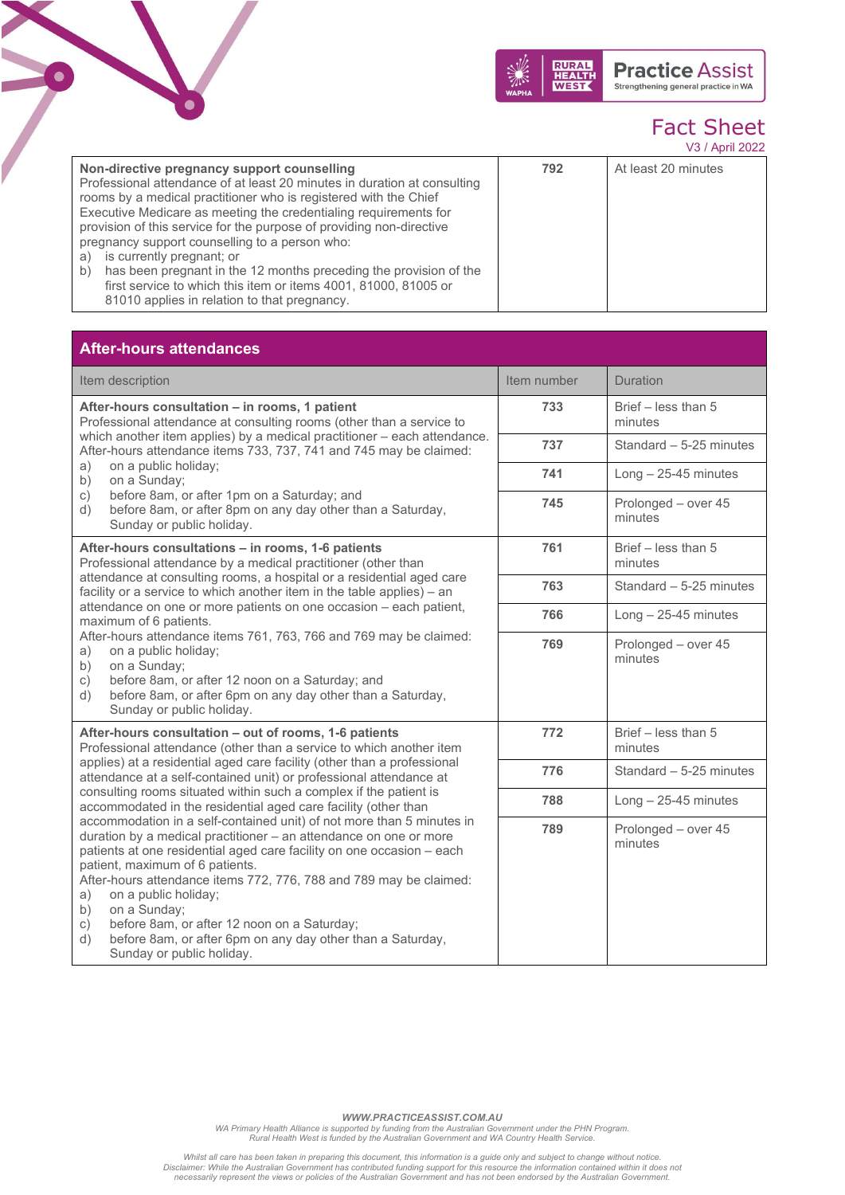| Non-directive pregnancy support counselling | | |
|---|---|---|
| **Non-directive pregnancy support counselling**<br>Professional attendance of at least 20 minutes in duration at consulting rooms by a medical practitioner who is registered with the Chief Executive Medicare as meeting the credentialing requirements for provision of this service for the purpose of providing non-directive pregnancy support counselling to a person who:<br>a) is currently pregnant; or<br>b) has been pregnant in the 12 months preceding the provision of the first service to which this item or items 4001, 81000, 81005 or 81010 applies in relation to that pregnancy. | **792** | At least 20 minutes |

## After-hours attendances

| Item description | Item number | Duration |
|---|---|---|
| **After-hours consultation – in rooms, 1 patient**<br>Professional attendance at consulting rooms (other than a service to which another item applies) by a medical practitioner – each attendance. After-hours attendance items 733, 737, 741 and 745 may be claimed:<br>a) on a public holiday;<br>b) on a Sunday;<br>c) before 8am, or after 1pm on a Saturday; and<br>d) before 8am, or after 8pm on any day other than a Saturday, Sunday or public holiday. | **733** | Brief – less than 5 minutes |
| | **737** | Standard – 5-25 minutes |
| | **741** | Long – 25-45 minutes |
| | **745** | Prolonged – over 45 minutes |
| **After-hours consultations – in rooms, 1-6 patients**<br>Professional attendance by a medical practitioner (other than attendance at consulting rooms, a hospital or a residential aged care facility or a service to which another item in the table applies) – an attendance on one or more patients on one occasion – each patient, maximum of 6 patients.<br>After-hours attendance items 761, 763, 766 and 769 may be claimed:<br>a) on a public holiday;<br>b) on a Sunday;<br>c) before 8am, or after 12 noon on a Saturday; and<br>d) before 8am, or after 6pm on any day other than a Saturday, Sunday or public holiday. | **761** | Brief – less than 5 minutes |
| | **763** | Standard – 5-25 minutes |
| | **766** | Long – 25-45 minutes |
| | **769** | Prolonged – over 45 minutes |
| **After-hours consultation – out of rooms, 1-6 patients**<br>Professional attendance (other than a service to which another item applies) at a residential aged care facility (other than a professional attendance at a self-contained unit) or professional attendance at consulting rooms situated within such a complex if the patient is accommodated in the residential aged care facility (other than accommodation in a self-contained unit) of not more than 5 minutes in duration by a medical practitioner – an attendance on one or more patients at one residential aged care facility on one occasion – each patient, maximum of 6 patients.<br>After-hours attendance items 772, 776, 788 and 789 may be claimed:<br>a) on a public holiday;<br>b) on a Sunday;<br>c) before 8am, or after 12 noon on a Saturday;<br>d) before 8am, or after 6pm on any day other than a Saturday, Sunday or public holiday. | **772** | Brief – less than 5 minutes |
| | **776** | Standard – 5-25 minutes |
| | **788** | Long – 25-45 minutes |
| | **789** | Prolonged – over 45 minutes |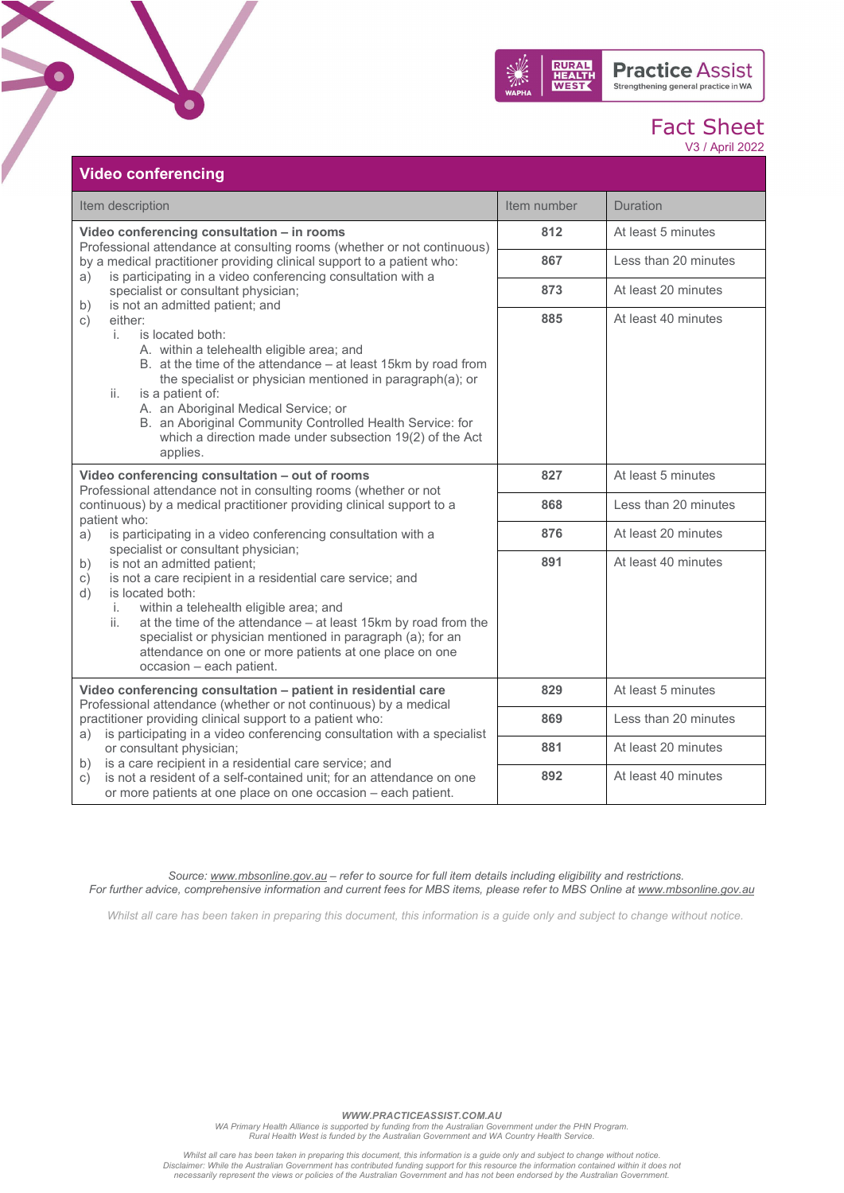Fact Sheet
V3 / April 2022

## Video conferencing

| Item description | Item number | Duration |
|---|---|---|
| **Video conferencing consultation – in rooms**<br>Professional attendance at consulting rooms (whether or not continuous) by a medical practitioner providing clinical support to a patient who:<br>a) is participating in a video conferencing consultation with a specialist or consultant physician;<br>b) is not an admitted patient; and<br>c) either:<br>i. is located both:<br>A. within a telehealth eligible area; and<br>B. at the time of the attendance – at least 15km by road from the specialist or physician mentioned in paragraph(a); or<br>ii. is a patient of:<br>A. an Aboriginal Medical Service; or<br>B. an Aboriginal Community Controlled Health Service: for which a direction made under subsection 19(2) of the Act applies. | **812** | At least 5 minutes |
| | **867** | Less than 20 minutes |
| | **873** | At least 20 minutes |
| | **885** | At least 40 minutes |
| **Video conferencing consultation – out of rooms**<br>Professional attendance not in consulting rooms (whether or not continuous) by a medical practitioner providing clinical support to a patient who:<br>a) is participating in a video conferencing consultation with a specialist or consultant physician;<br>b) is not an admitted patient;<br>c) is not a care recipient in a residential care service; and<br>d) is located both:<br>i. within a telehealth eligible area; and<br>ii. at the time of the attendance – at least 15km by road from the specialist or physician mentioned in paragraph (a); for an attendance on one or more patients at one place on one occasion – each patient. | **827** | At least 5 minutes |
| | **868** | Less than 20 minutes |
| | **876** | At least 20 minutes |
| | **891** | At least 40 minutes |
| **Video conferencing consultation – patient in residential care**<br>Professional attendance (whether or not continuous) by a medical practitioner providing clinical support to a patient who:<br>a) is participating in a video conferencing consultation with a specialist or consultant physician;<br>b) is a care recipient in a residential care service; and<br>c) is not a resident of a self-contained unit; for an attendance on one or more patients at one place on one occasion – each patient. | **829** | At least 5 minutes |
| | **869** | Less than 20 minutes |
| | **881** | At least 20 minutes |
| | **892** | At least 40 minutes |

*Source: www.mbsonline.gov.au – refer to source for full item details including eligibility and restrictions.*
*For further advice, comprehensive information and current fees for MBS items, please refer to MBS Online at www.mbsonline.gov.au*

*Whilst all care has been taken in preparing this document, this information is a guide only and subject to change without notice.*

*WWW.PRACTICEASSIST.COM.AU*
*WA Primary Health Alliance is supported by funding from the Australian Government under the PHN Program.*
*Rural Health West is funded by the Australian Government and WA Country Health Service.*

*Whilst all care has been taken in preparing this document, this information is a guide only and subject to change without notice.*
*Disclaimer: While the Australian Government has contributed funding support for this resource the information contained within it does not necessarily represent the views or policies of the Australian Government and has not been endorsed by the Australian Government.*